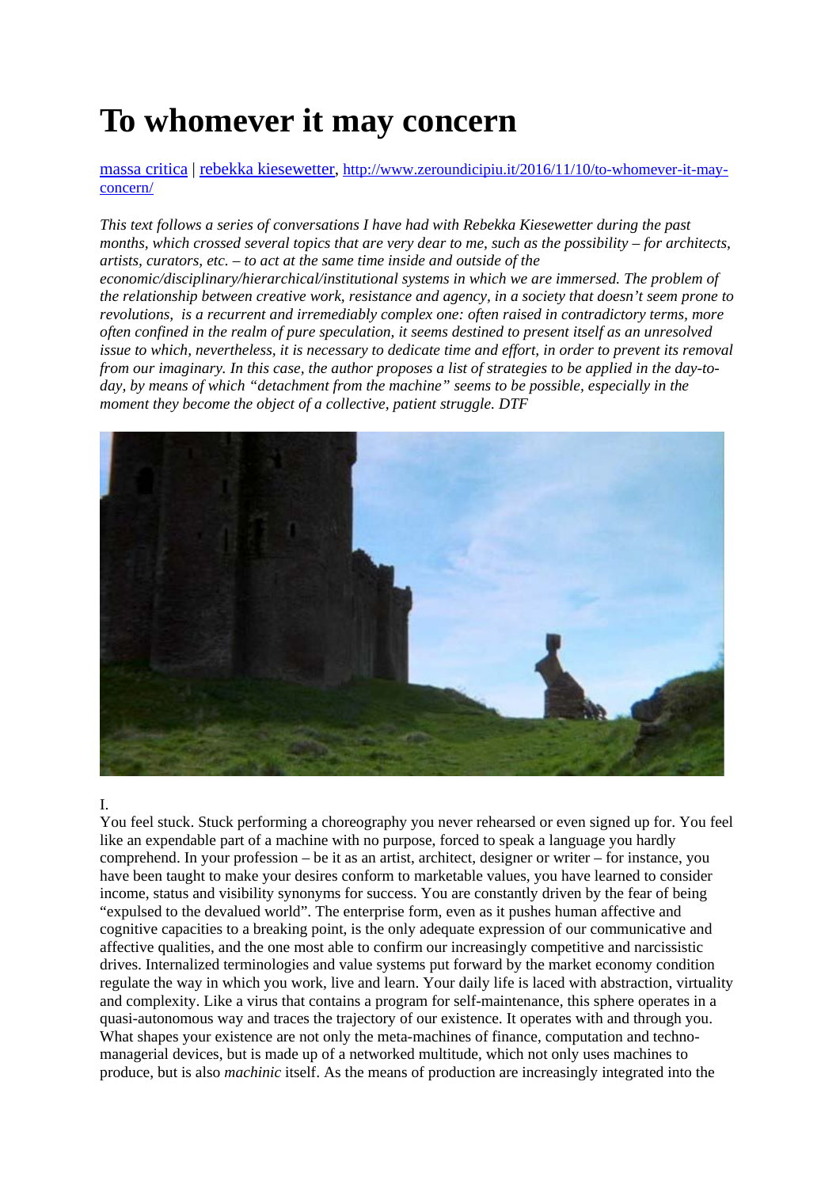# To whomever it may concern

[massa critica](#) | [rebekka kiesewetter](#), [http://www.zeroundicipiu.it/2016/11/10/to-whomever-it-may-concern/](http://www.zeroundicipiu.it/2016/11/10/to-whomever-it-may-concern/)

*This text follows a series of conversations I have had with Rebekka Kiesewetter during the past months, which crossed several topics that are very dear to me, such as the possibility – for architects, artists, curators, etc. – to act at the same time inside and outside of the economic/disciplinary/hierarchical/institutional systems in which we are immersed. The problem of the relationship between creative work, resistance and agency, in a society that doesn't seem prone to revolutions, is a recurrent and irremediably complex one: often raised in contradictory terms, more often confined in the realm of pure speculation, it seems destined to present itself as an unresolved issue to which, nevertheless, it is necessary to dedicate time and effort, in order to prevent its removal from our imaginary. In this case, the author proposes a list of strategies to be applied in the day-to-day, by means of which "detachment from the machine" seems to be possible, especially in the moment they become the object of a collective, patient struggle. DTF*

I.

You feel stuck. Stuck performing a choreography you never rehearsed or even signed up for. You feel like an expendable part of a machine with no purpose, forced to speak a language you hardly comprehend. In your profession – be it as an artist, architect, designer or writer – for instance, you have been taught to make your desires conform to marketable values, you have learned to consider income, status and visibility synonyms for success. You are constantly driven by the fear of being "expulsed to the devalued world". The enterprise form, even as it pushes human affective and cognitive capacities to a breaking point, is the only adequate expression of our communicative and affective qualities, and the one most able to confirm our increasingly competitive and narcissistic drives. Internalized terminologies and value systems put forward by the market economy condition regulate the way in which you work, live and learn. Your daily life is laced with abstraction, virtuality and complexity. Like a virus that contains a program for self-maintenance, this sphere operates in a quasi-autonomous way and traces the trajectory of our existence. It operates with and through you. What shapes your existence are not only the meta-machines of finance, computation and techno-managerial devices, but is made up of a networked multitude, which not only uses machines to produce, but is also *machinic* itself. As the means of production are increasingly integrated into the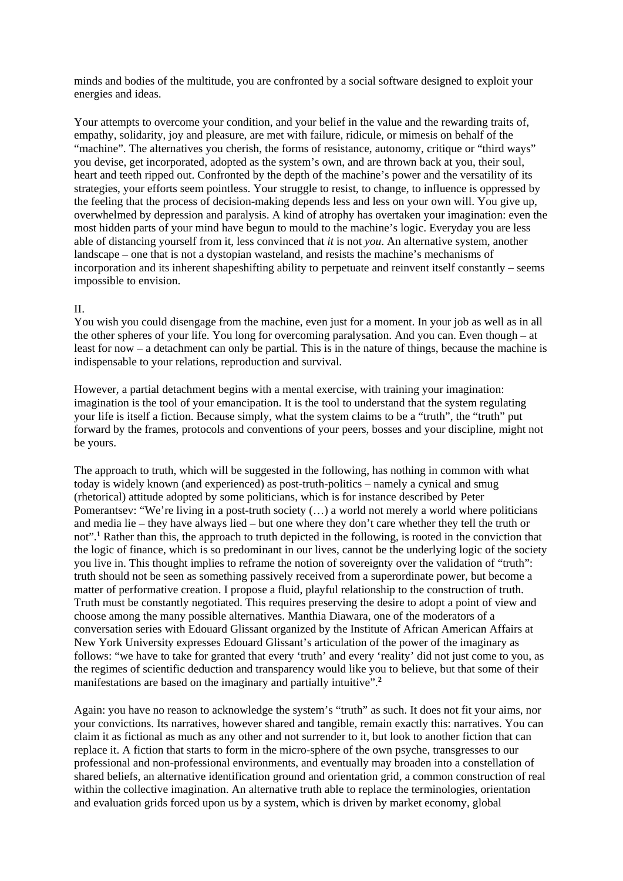minds and bodies of the multitude, you are confronted by a social software designed to exploit your energies and ideas.

Your attempts to overcome your condition, and your belief in the value and the rewarding traits of, empathy, solidarity, joy and pleasure, are met with failure, ridicule, or mimesis on behalf of the "machine". The alternatives you cherish, the forms of resistance, autonomy, critique or "third ways" you devise, get incorporated, adopted as the system's own, and are thrown back at you, their soul, heart and teeth ripped out. Confronted by the depth of the machine's power and the versatility of its strategies, your efforts seem pointless. Your struggle to resist, to change, to influence is oppressed by the feeling that the process of decision-making depends less and less on your own will. You give up, overwhelmed by depression and paralysis. A kind of atrophy has overtaken your imagination: even the most hidden parts of your mind have begun to mould to the machine's logic. Everyday you are less able of distancing yourself from it, less convinced that *it* is not *you*. An alternative system, another landscape – one that is not a dystopian wasteland, and resists the machine's mechanisms of incorporation and its inherent shapeshifting ability to perpetuate and reinvent itself constantly – seems impossible to envision.

II.

You wish you could disengage from the machine, even just for a moment. In your job as well as in all the other spheres of your life. You long for overcoming paralysation. And you can. Even though – at least for now – a detachment can only be partial. This is in the nature of things, because the machine is indispensable to your relations, reproduction and survival.

However, a partial detachment begins with a mental exercise, with training your imagination: imagination is the tool of your emancipation. It is the tool to understand that the system regulating your life is itself a fiction. Because simply, what the system claims to be a "truth", the "truth" put forward by the frames, protocols and conventions of your peers, bosses and your discipline, might not be yours.

The approach to truth, which will be suggested in the following, has nothing in common with what today is widely known (and experienced) as post-truth-politics – namely a cynical and smug (rhetorical) attitude adopted by some politicians, which is for instance described by Peter Pomerantsev: "We're living in a post-truth society (…) a world not merely a world where politicians and media lie – they have always lied – but one where they don't care whether they tell the truth or not".[1] Rather than this, the approach to truth depicted in the following, is rooted in the conviction that the logic of finance, which is so predominant in our lives, cannot be the underlying logic of the society you live in. This thought implies to reframe the notion of sovereignty over the validation of "truth": truth should not be seen as something passively received from a superordinate power, but become a matter of performative creation. I propose a fluid, playful relationship to the construction of truth. Truth must be constantly negotiated. This requires preserving the desire to adopt a point of view and choose among the many possible alternatives. Manthia Diawara, one of the moderators of a conversation series with Edouard Glissant organized by the Institute of African American Affairs at New York University expresses Edouard Glissant's articulation of the power of the imaginary as follows: "we have to take for granted that every 'truth' and every 'reality' did not just come to you, as the regimes of scientific deduction and transparency would like you to believe, but that some of their manifestations are based on the imaginary and partially intuitive".[2]

Again: you have no reason to acknowledge the system's "truth" as such. It does not fit your aims, nor your convictions. Its narratives, however shared and tangible, remain exactly this: narratives. You can claim it as fictional as much as any other and not surrender to it, but look to another fiction that can replace it. A fiction that starts to form in the micro-sphere of the own psyche, transgresses to our professional and non-professional environments, and eventually may broaden into a constellation of shared beliefs, an alternative identification ground and orientation grid, a common construction of real within the collective imagination. An alternative truth able to replace the terminologies, orientation and evaluation grids forced upon us by a system, which is driven by market economy, global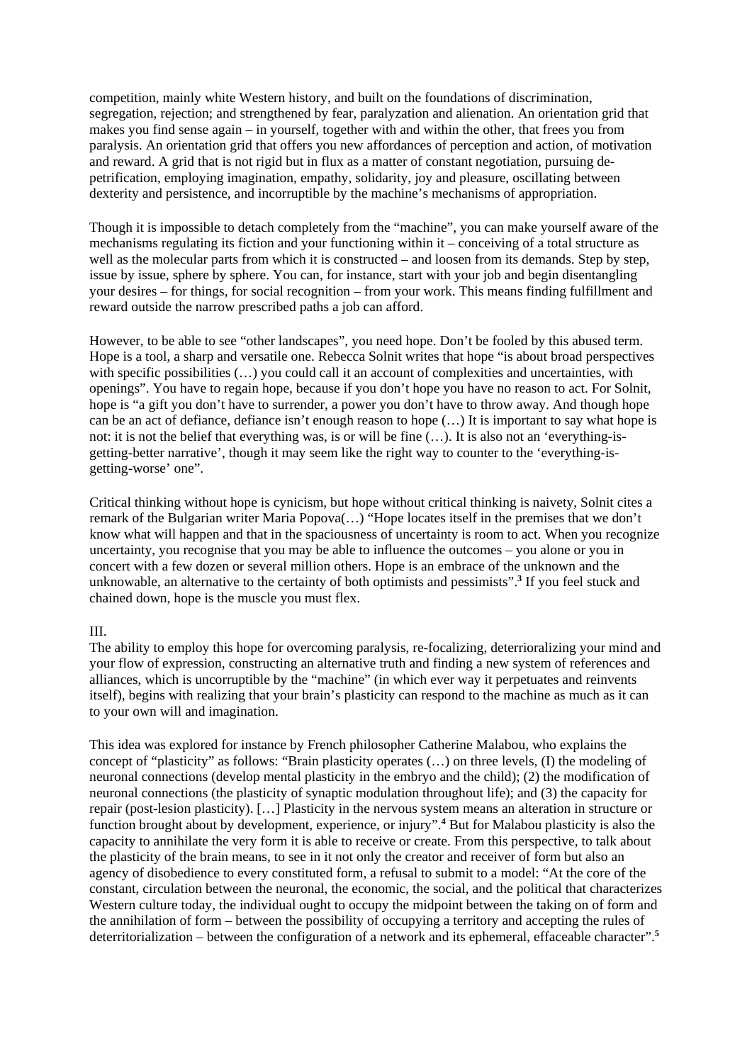competition, mainly white Western history, and built on the foundations of discrimination, segregation, rejection; and strengthened by fear, paralyzation and alienation. An orientation grid that makes you find sense again – in yourself, together with and within the other, that frees you from paralysis. An orientation grid that offers you new affordances of perception and action, of motivation and reward. A grid that is not rigid but in flux as a matter of constant negotiation, pursuing de-petrification, employing imagination, empathy, solidarity, joy and pleasure, oscillating between dexterity and persistence, and incorruptible by the machine's mechanisms of appropriation.

Though it is impossible to detach completely from the "machine", you can make yourself aware of the mechanisms regulating its fiction and your functioning within it – conceiving of a total structure as well as the molecular parts from which it is constructed – and loosen from its demands. Step by step, issue by issue, sphere by sphere. You can, for instance, start with your job and begin disentangling your desires – for things, for social recognition – from your work. This means finding fulfillment and reward outside the narrow prescribed paths a job can afford.

However, to be able to see "other landscapes", you need hope. Don't be fooled by this abused term. Hope is a tool, a sharp and versatile one. Rebecca Solnit writes that hope "is about broad perspectives with specific possibilities (…) you could call it an account of complexities and uncertainties, with openings". You have to regain hope, because if you don't hope you have no reason to act. For Solnit, hope is "a gift you don't have to surrender, a power you don't have to throw away. And though hope can be an act of defiance, defiance isn't enough reason to hope (…) It is important to say what hope is not: it is not the belief that everything was, is or will be fine (…). It is also not an 'everything-is-getting-better narrative', though it may seem like the right way to counter to the 'everything-is-getting-worse' one".

Critical thinking without hope is cynicism, but hope without critical thinking is naivety, Solnit cites a remark of the Bulgarian writer Maria Popova(…) "Hope locates itself in the premises that we don't know what will happen and that in the spaciousness of uncertainty is room to act. When you recognize uncertainty, you recognise that you may be able to influence the outcomes – you alone or you in concert with a few dozen or several million others. Hope is an embrace of the unknown and the unknowable, an alternative to the certainty of both optimists and pessimists".[3] If you feel stuck and chained down, hope is the muscle you must flex.

III.

The ability to employ this hope for overcoming paralysis, re-focalizing, deterriorializing your mind and your flow of expression, constructing an alternative truth and finding a new system of references and alliances, which is uncorruptible by the "machine" (in which ever way it perpetuates and reinvents itself), begins with realizing that your brain's plasticity can respond to the machine as much as it can to your own will and imagination.

This idea was explored for instance by French philosopher Catherine Malabou, who explains the concept of "plasticity" as follows: "Brain plasticity operates (…) on three levels, (I) the modeling of neuronal connections (develop mental plasticity in the embryo and the child); (2) the modification of neuronal connections (the plasticity of synaptic modulation throughout life); and (3) the capacity for repair (post-lesion plasticity). […] Plasticity in the nervous system means an alteration in structure or function brought about by development, experience, or injury".[4] But for Malabou plasticity is also the capacity to annihilate the very form it is able to receive or create. From this perspective, to talk about the plasticity of the brain means, to see in it not only the creator and receiver of form but also an agency of disobedience to every constituted form, a refusal to submit to a model: "At the core of the constant, circulation between the neuronal, the economic, the social, and the political that characterizes Western culture today, the individual ought to occupy the midpoint between the taking on of form and the annihilation of form – between the possibility of occupying a territory and accepting the rules of deterritorialization – between the configuration of a network and its ephemeral, effaceable character".[5]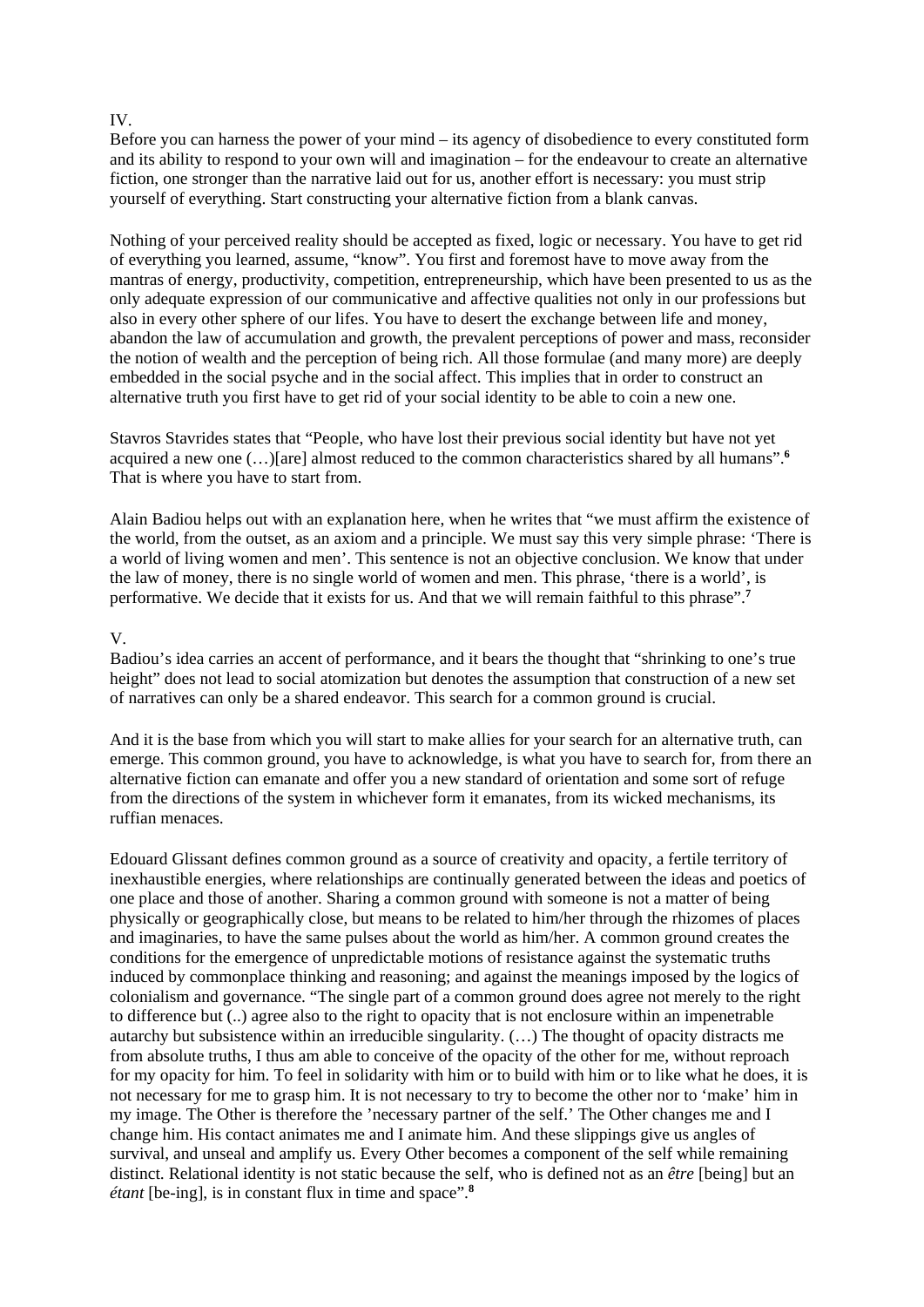IV.

Before you can harness the power of your mind – its agency of disobedience to every constituted form and its ability to respond to your own will and imagination – for the endeavour to create an alternative fiction, one stronger than the narrative laid out for us, another effort is necessary: you must strip yourself of everything. Start constructing your alternative fiction from a blank canvas.

Nothing of your perceived reality should be accepted as fixed, logic or necessary. You have to get rid of everything you learned, assume, "know". You first and foremost have to move away from the mantras of energy, productivity, competition, entrepreneurship, which have been presented to us as the only adequate expression of our communicative and affective qualities not only in our professions but also in every other sphere of our lifes. You have to desert the exchange between life and money, abandon the law of accumulation and growth, the prevalent perceptions of power and mass, reconsider the notion of wealth and the perception of being rich. All those formulae (and many more) are deeply embedded in the social psyche and in the social affect. This implies that in order to construct an alternative truth you first have to get rid of your social identity to be able to coin a new one.

Stavros Stavrides states that "People, who have lost their previous social identity but have not yet acquired a new one (…)[are] almost reduced to the common characteristics shared by all humans".[6] That is where you have to start from.

Alain Badiou helps out with an explanation here, when he writes that "we must affirm the existence of the world, from the outset, as an axiom and a principle. We must say this very simple phrase: 'There is a world of living women and men'. This sentence is not an objective conclusion. We know that under the law of money, there is no single world of women and men. This phrase, 'there is a world', is performative. We decide that it exists for us. And that we will remain faithful to this phrase".[7]

V.

Badiou's idea carries an accent of performance, and it bears the thought that "shrinking to one's true height" does not lead to social atomization but denotes the assumption that construction of a new set of narratives can only be a shared endeavor. This search for a common ground is crucial.

And it is the base from which you will start to make allies for your search for an alternative truth, can emerge. This common ground, you have to acknowledge, is what you have to search for, from there an alternative fiction can emanate and offer you a new standard of orientation and some sort of refuge from the directions of the system in whichever form it emanates, from its wicked mechanisms, its ruffian menaces.

Edouard Glissant defines common ground as a source of creativity and opacity, a fertile territory of inexhaustible energies, where relationships are continually generated between the ideas and poetics of one place and those of another. Sharing a common ground with someone is not a matter of being physically or geographically close, but means to be related to him/her through the rhizomes of places and imaginaries, to have the same pulses about the world as him/her. A common ground creates the conditions for the emergence of unpredictable motions of resistance against the systematic truths induced by commonplace thinking and reasoning; and against the meanings imposed by the logics of colonialism and governance. "The single part of a common ground does agree not merely to the right to difference but (..) agree also to the right to opacity that is not enclosure within an impenetrable autarchy but subsistence within an irreducible singularity. (…) The thought of opacity distracts me from absolute truths, I thus am able to conceive of the opacity of the other for me, without reproach for my opacity for him. To feel in solidarity with him or to build with him or to like what he does, it is not necessary for me to grasp him. It is not necessary to try to become the other nor to 'make' him in my image. The Other is therefore the 'necessary partner of the self.' The Other changes me and I change him. His contact animates me and I animate him. And these slippings give us angles of survival, and unseal and amplify us. Every Other becomes a component of the self while remaining distinct. Relational identity is not static because the self, who is defined not as an *être* [being] but an *étant* [be-ing], is in constant flux in time and space".[8]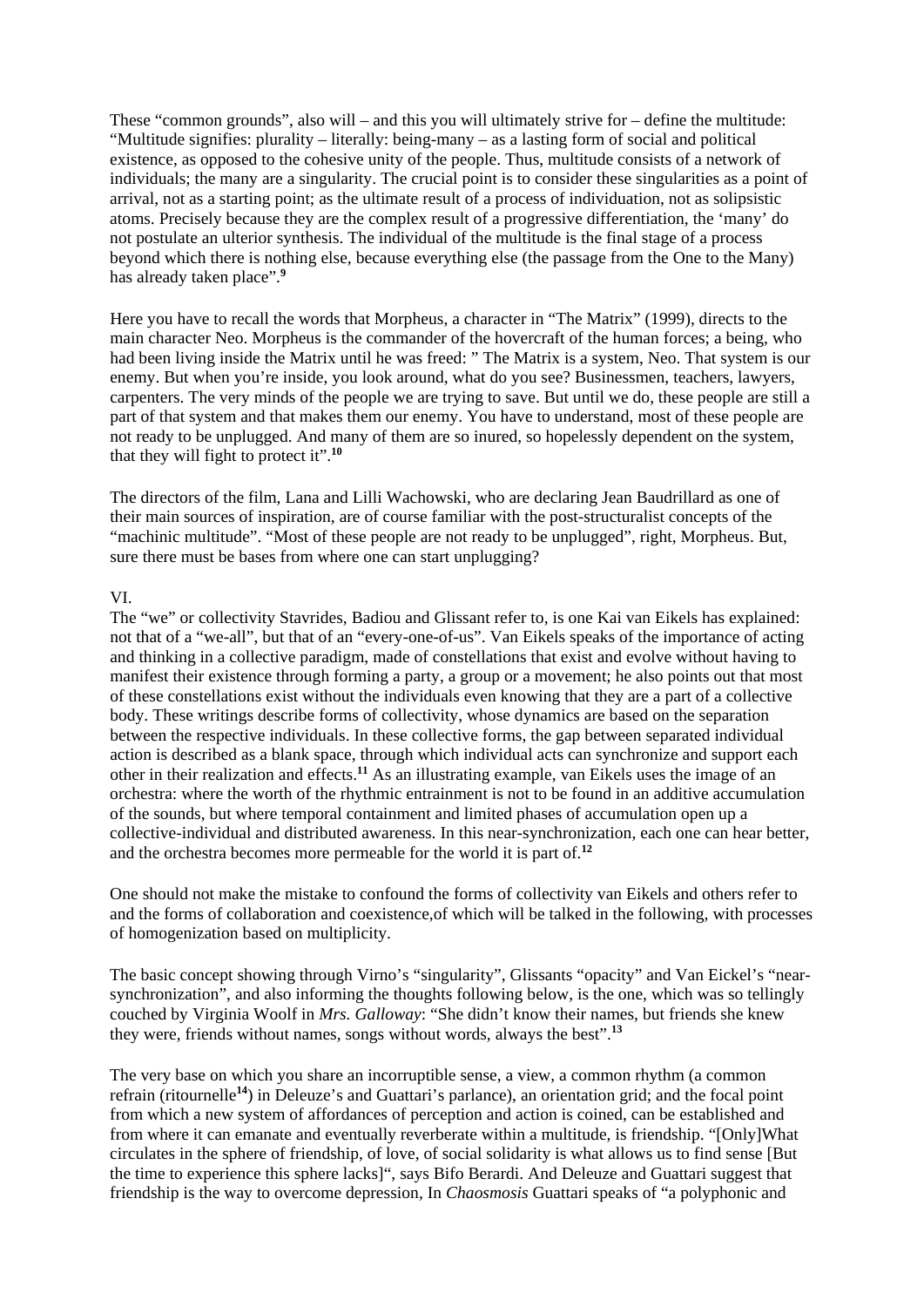These "common grounds", also will – and this you will ultimately strive for – define the multitude: "Multitude signifies: plurality – literally: being-many – as a lasting form of social and political existence, as opposed to the cohesive unity of the people. Thus, multitude consists of a network of individuals; the many are a singularity. The crucial point is to consider these singularities as a point of arrival, not as a starting point; as the ultimate result of a process of individuation, not as solipsistic atoms. Precisely because they are the complex result of a progressive differentiation, the 'many' do not postulate an ulterior synthesis. The individual of the multitude is the final stage of a process beyond which there is nothing else, because everything else (the passage from the One to the Many) has already taken place".[9]

Here you have to recall the words that Morpheus, a character in "The Matrix" (1999), directs to the main character Neo. Morpheus is the commander of the hovercraft of the human forces; a being, who had been living inside the Matrix until he was freed: " The Matrix is a system, Neo. That system is our enemy. But when you're inside, you look around, what do you see? Businessmen, teachers, lawyers, carpenters. The very minds of the people we are trying to save. But until we do, these people are still a part of that system and that makes them our enemy. You have to understand, most of these people are not ready to be unplugged. And many of them are so inured, so hopelessly dependent on the system, that they will fight to protect it".[10]

The directors of the film, Lana and Lilli Wachowski, who are declaring Jean Baudrillard as one of their main sources of inspiration, are of course familiar with the post-structuralist concepts of the "machinic multitude". "Most of these people are not ready to be unplugged", right, Morpheus. But, sure there must be bases from where one can start unplugging?

VI.

The "we" or collectivity Stavrides, Badiou and Glissant refer to, is one Kai van Eikels has explained: not that of a "we-all", but that of an "every-one-of-us". Van Eikels speaks of the importance of acting and thinking in a collective paradigm, made of constellations that exist and evolve without having to manifest their existence through forming a party, a group or a movement; he also points out that most of these constellations exist without the individuals even knowing that they are a part of a collective body. These writings describe forms of collectivity, whose dynamics are based on the separation between the respective individuals. In these collective forms, the gap between separated individual action is described as a blank space, through which individual acts can synchronize and support each other in their realization and effects.[11] As an illustrating example, van Eikels uses the image of an orchestra: where the worth of the rhythmic entrainment is not to be found in an additive accumulation of the sounds, but where temporal containment and limited phases of accumulation open up a collective-individual and distributed awareness. In this near-synchronization, each one can hear better, and the orchestra becomes more permeable for the world it is part of.[12]

One should not make the mistake to confound the forms of collectivity van Eikels and others refer to and the forms of collaboration and coexistence,of which will be talked in the following, with processes of homogenization based on multiplicity.

The basic concept showing through Virno's "singularity", Glissants "opacity" and Van Eickel's "near-synchronization", and also informing the thoughts following below, is the one, which was so tellingly couched by Virginia Woolf in *Mrs. Galloway*: "She didn't know their names, but friends she knew they were, friends without names, songs without words, always the best".[13]

The very base on which you share an incorruptible sense, a view, a common rhythm (a common refrain (ritournelle[14]) in Deleuze's and Guattari's parlance), an orientation grid; and the focal point from which a new system of affordances of perception and action is coined, can be established and from where it can emanate and eventually reverberate within a multitude, is friendship. "[Only]What circulates in the sphere of friendship, of love, of social solidarity is what allows us to find sense [But the time to experience this sphere lacks]", says Bifo Berardi. And Deleuze and Guattari suggest that friendship is the way to overcome depression, In *Chaosmosis* Guattari speaks of "a polyphonic and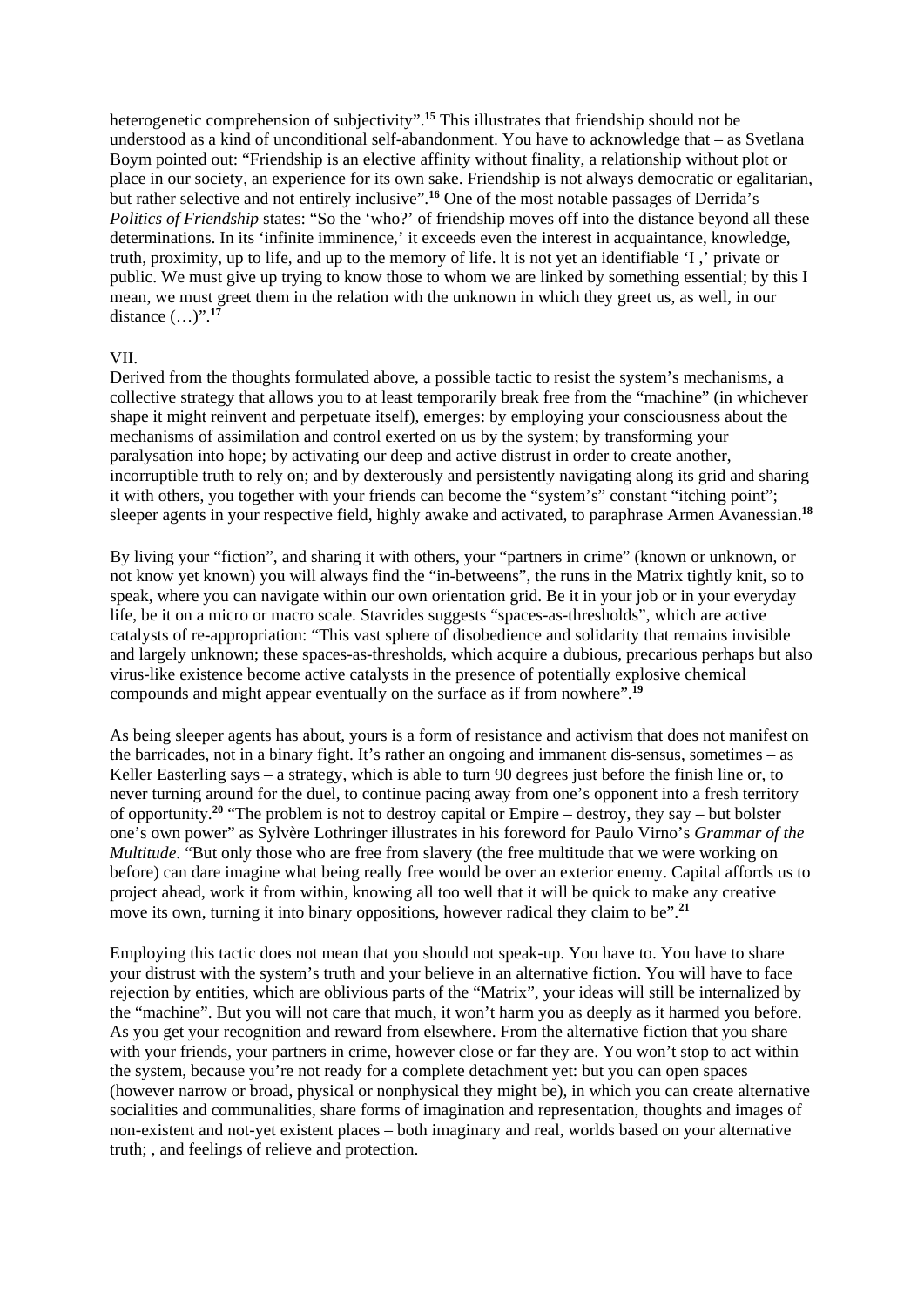heterogenetic comprehension of subjectivity".[15] This illustrates that friendship should not be understood as a kind of unconditional self-abandonment. You have to acknowledge that – as Svetlana Boym pointed out: "Friendship is an elective affinity without finality, a relationship without plot or place in our society, an experience for its own sake. Friendship is not always democratic or egalitarian, but rather selective and not entirely inclusive".[16] One of the most notable passages of Derrida's *Politics of Friendship* states: "So the 'who?' of friendship moves off into the distance beyond all these determinations. In its 'infinite imminence,' it exceeds even the interest in acquaintance, knowledge, truth, proximity, up to life, and up to the memory of life. lt is not yet an identifiable 'I ,' private or public. We must give up trying to know those to whom we are linked by something essential; by this I mean, we must greet them in the relation with the unknown in which they greet us, as well, in our distance (…)".[17]

VII.

Derived from the thoughts formulated above, a possible tactic to resist the system's mechanisms, a collective strategy that allows you to at least temporarily break free from the "machine" (in whichever shape it might reinvent and perpetuate itself), emerges: by employing your consciousness about the mechanisms of assimilation and control exerted on us by the system; by transforming your paralysation into hope; by activating our deep and active distrust in order to create another, incorruptible truth to rely on; and by dexterously and persistently navigating along its grid and sharing it with others, you together with your friends can become the "system's" constant "itching point"; sleeper agents in your respective field, highly awake and activated, to paraphrase Armen Avanessian.[18]

By living your "fiction", and sharing it with others, your "partners in crime" (known or unknown, or not know yet known) you will always find the "in-betweens", the runs in the Matrix tightly knit, so to speak, where you can navigate within our own orientation grid. Be it in your job or in your everyday life, be it on a micro or macro scale. Stavrides suggests "spaces-as-thresholds", which are active catalysts of re-appropriation: "This vast sphere of disobedience and solidarity that remains invisible and largely unknown; these spaces-as-thresholds, which acquire a dubious, precarious perhaps but also virus-like existence become active catalysts in the presence of potentially explosive chemical compounds and might appear eventually on the surface as if from nowhere".[19]

As being sleeper agents has about, yours is a form of resistance and activism that does not manifest on the barricades, not in a binary fight. It's rather an ongoing and immanent dis-sensus, sometimes – as Keller Easterling says – a strategy, which is able to turn 90 degrees just before the finish line or, to never turning around for the duel, to continue pacing away from one's opponent into a fresh territory of opportunity.[20] "The problem is not to destroy capital or Empire – destroy, they say – but bolster one's own power" as Sylvère Lothringer illustrates in his foreword for Paulo Virno's *Grammar of the Multitude*. "But only those who are free from slavery (the free multitude that we were working on before) can dare imagine what being really free would be over an exterior enemy. Capital affords us to project ahead, work it from within, knowing all too well that it will be quick to make any creative move its own, turning it into binary oppositions, however radical they claim to be".[21]

Employing this tactic does not mean that you should not speak-up. You have to. You have to share your distrust with the system's truth and your believe in an alternative fiction. You will have to face rejection by entities, which are oblivious parts of the "Matrix", your ideas will still be internalized by the "machine". But you will not care that much, it won't harm you as deeply as it harmed you before. As you get your recognition and reward from elsewhere. From the alternative fiction that you share with your friends, your partners in crime, however close or far they are. You won't stop to act within the system, because you're not ready for a complete detachment yet: but you can open spaces (however narrow or broad, physical or nonphysical they might be), in which you can create alternative socialities and communalities, share forms of imagination and representation, thoughts and images of non-existent and not-yet existent places – both imaginary and real, worlds based on your alternative truth; , and feelings of relieve and protection.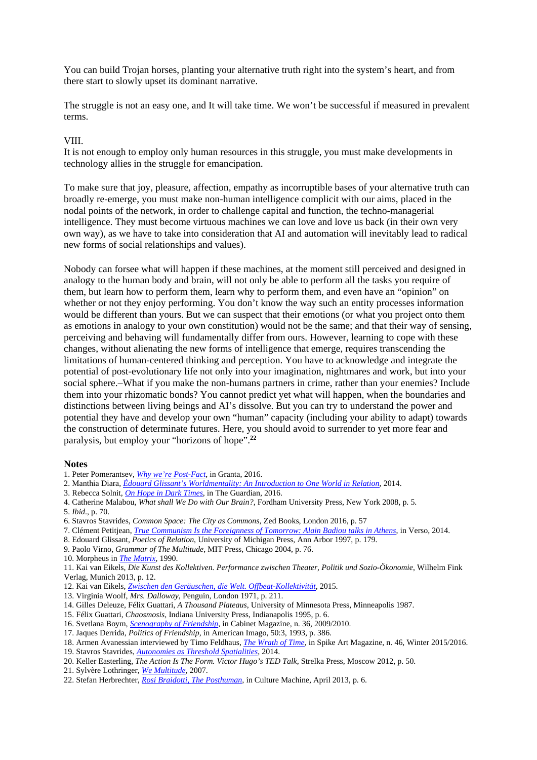You can build Trojan horses, planting your alternative truth right into the system's heart, and from there start to slowly upset its dominant narrative.

The struggle is not an easy one, and It will take time. We won't be successful if measured in prevalent terms.

VIII.

It is not enough to employ only human resources in this struggle, you must make developments in technology allies in the struggle for emancipation.

To make sure that joy, pleasure, affection, empathy as incorruptible bases of your alternative truth can broadly re-emerge, you must make non-human intelligence complicit with our aims, placed in the nodal points of the network, in order to challenge capital and function, the techno-managerial intelligence. They must become virtuous machines we can love and love us back (in their own very own way), as we have to take into consideration that AI and automation will inevitably lead to radical new forms of social relationships and values).

Nobody can forsee what will happen if these machines, at the moment still perceived and designed in analogy to the human body and brain, will not only be able to perform all the tasks you require of them, but learn how to perform them, learn why to perform them, and even have an "opinion" on whether or not they enjoy performing. You don't know the way such an entity processes information would be different than yours. But we can suspect that their emotions (or what you project onto them as emotions in analogy to your own constitution) would not be the same; and that their way of sensing, perceiving and behaving will fundamentally differ from ours. However, learning to cope with these changes, without alienating the new forms of intelligence that emerge, requires transcending the limitations of human-centered thinking and perception. You have to acknowledge and integrate the potential of post-evolutionary life not only into your imagination, nightmares and work, but into your social sphere.–What if you make the non-humans partners in crime, rather than your enemies? Include them into your rhizomatic bonds? You cannot predict yet what will happen, when the boundaries and distinctions between living beings and AI's dissolve. But you can try to understand the power and potential they have and develop your own "human" capacity (including your ability to adapt) towards the construction of determinate futures. Here, you should avoid to surrender to yet more fear and paralysis, but employ your "horizons of hope".[22]

**Notes**

1. Peter Pomerantsev, *Why we're Post-Fact*, in Granta, 2016.
2. Manthia Diara, *Édouard Glissant's Worldmentality: An Introduction to One World in Relation*, 2014.
3. Rebecca Solnit, *On Hope in Dark Times*, in The Guardian, 2016.
4. Catherine Malabou, *What shall We Do with Our Brain?*, Fordham University Press, New York 2008, p. 5.
5. *Ibid*., p. 70.
6. Stavros Stavrides, *Common Space: The City as Commons*, Zed Books, London 2016, p. 57
7. Clément Petitjean, *True Communism Is the Foreignness of Tomorrow: Alain Badiou talks in Athens*, in Verso, 2014.
8. Edouard Glissant, *Poetics of Relation*, University of Michigan Press, Ann Arbor 1997, p. 179.
9. Paolo Virno, *Grammar of The Multitude*, MIT Press, Chicago 2004, p. 76.
10. Morpheus in *The Matrix*, 1990.
11. Kai van Eikels, *Die Kunst des Kollektiven. Performance zwischen Theater, Politik und Sozio-Ökonomie*, Wilhelm Fink Verlag, Munich 2013, p. 12.
12. Kai van Eikels, *Zwischen den Geräuschen, die Welt. Offbeat-Kollektivität*, 2015.
13. Virginia Woolf, *Mrs. Dalloway*, Penguin, London 1971, p. 211.
14. Gilles Deleuze, Félix Guattari, *A Thousand Plateaus*, University of Minnesota Press, Minneapolis 1987.
15. Félix Guattari, *Chaosmosis*, Indiana University Press, Indianapolis 1995, p. 6.
16. Svetlana Boym, *Scenography of Friendship*, in Cabinet Magazine, n. 36, 2009/2010.
17. Jaques Derrida, *Politics of Friendship*, in American Imago, 50:3, 1993, p. 386.
18. Armen Avanessian interviewed by Timo Feldhaus, *The Wrath of Time*, in Spike Art Magazine, n. 46, Winter 2015/2016.
19. Stavros Stavrides, *Autonomies as Threshold Spatialities*, 2014.
20. Keller Easterling, *The Action Is The Form. Victor Hugo's TED Talk*, Strelka Press, Moscow 2012, p. 50.
21. Sylvère Lothringer, *We Multitude*, 2007.
22. Stefan Herbrechter, *Rosi Braidotti, The Posthuman*, in Culture Machine, April 2013, p. 6.